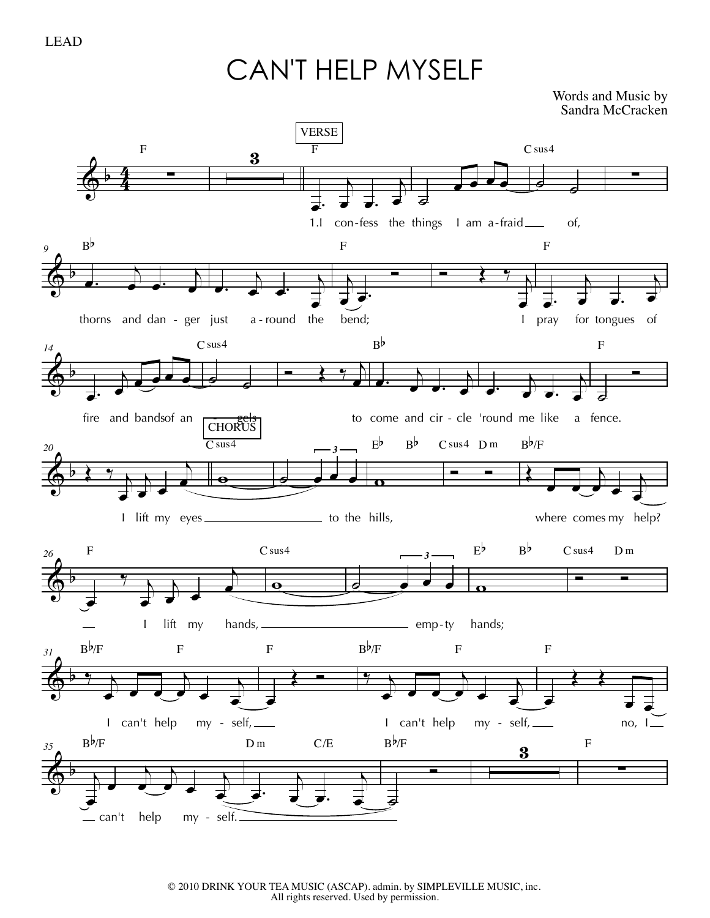LEAD

# CAN'T HELP MYSELF

Words and Music by
Sandra McCracken

VERSE

1.I confess the things I am afraid of,
thorns and danger just around the bend;
I pray for tongues of fire and bands of angels
to come and circle 'round me like a fence.

CHORUS

I lift my eyes to the hills, where comes my help?
I lift my hands, empty hands;
I can't help myself,
I can't help myself,
no, I can't help myself.

© 2010 DRINK YOUR TEA MUSIC (ASCAP). admin. by SIMPLEVILLE MUSIC, inc.
All rights reserved. Used by permission.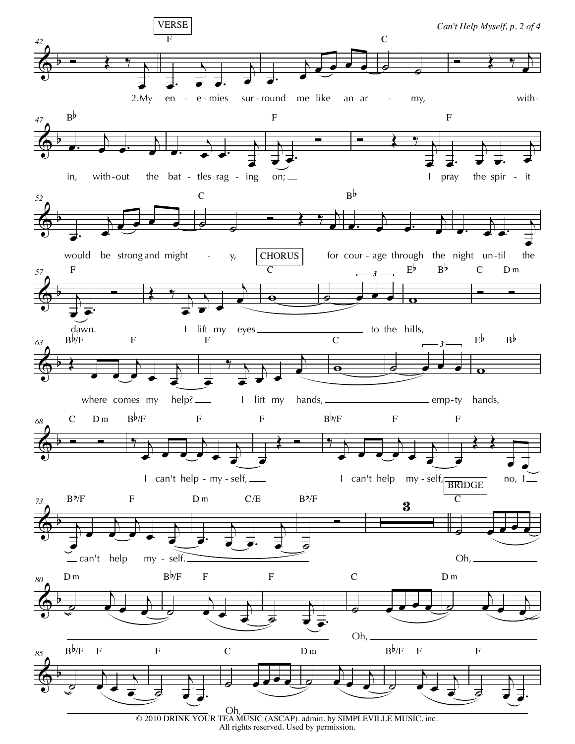VERSE

2.My en - e - mies sur - round me like an ar - my, with - in, with - out the bat - tles rag - ing on; I pray the spir - it would be strong and might - y, for cour - age through the night un - til the dawn.

CHORUS

I lift my eyes to the hills, where comes my help? I lift my hands, emp - ty hands, I can't help - my - self, I can't help my - self, no, I can't help my - self.

BRIDGE

Oh, Oh, Oh,

© 2010 DRINK YOUR TEA MUSIC (ASCAP). admin. by SIMPLEVILLE MUSIC, inc.
All rights reserved. Used by permission.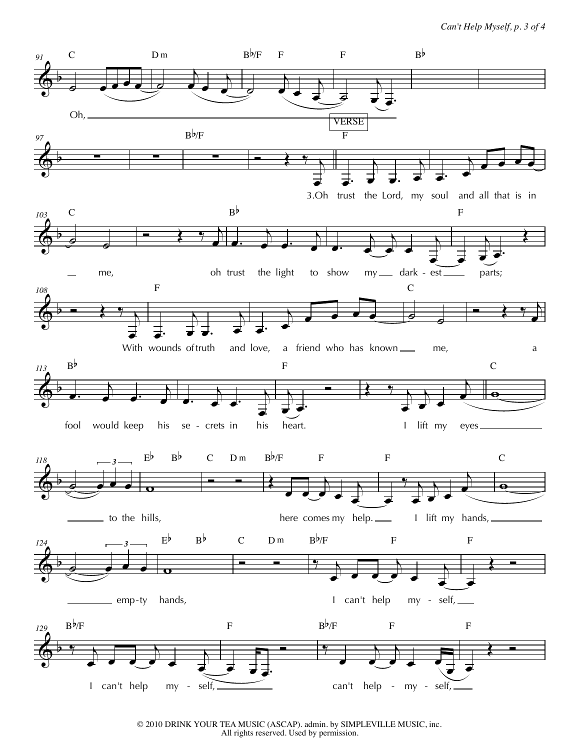Oh, ___

VERSE

3.Oh trust the Lord, my soul and all that is in me,
oh trust the light to show my dark - est parts;
With wounds of truth and love, a friend who has known me,
a fool would keep his se - crets in his heart.

I lift my eyes to the hills,
here comes my help.
I lift my hands, emp - ty hands,
I can't help my - self,
I can't help my - self,
can't help - my - self,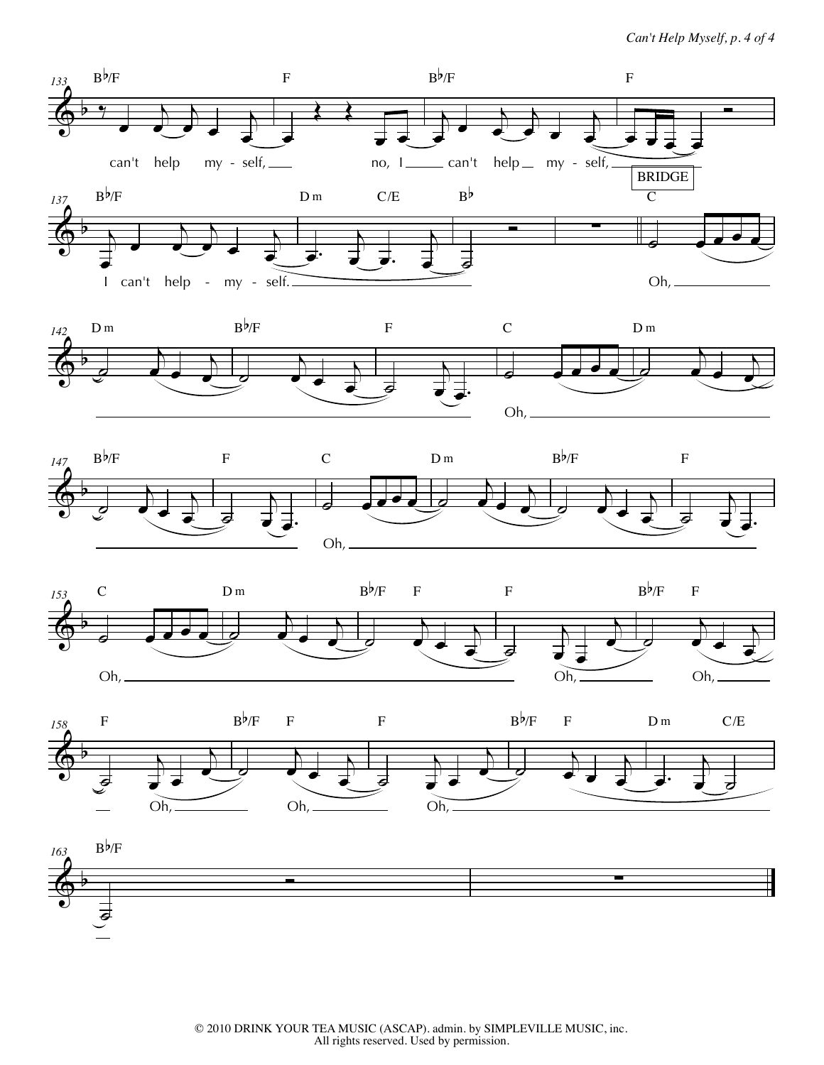© 2010 DRINK YOUR TEA MUSIC (ASCAP). admin. by SIMPLEVILLE MUSIC, inc.
All rights reserved. Used by permission.